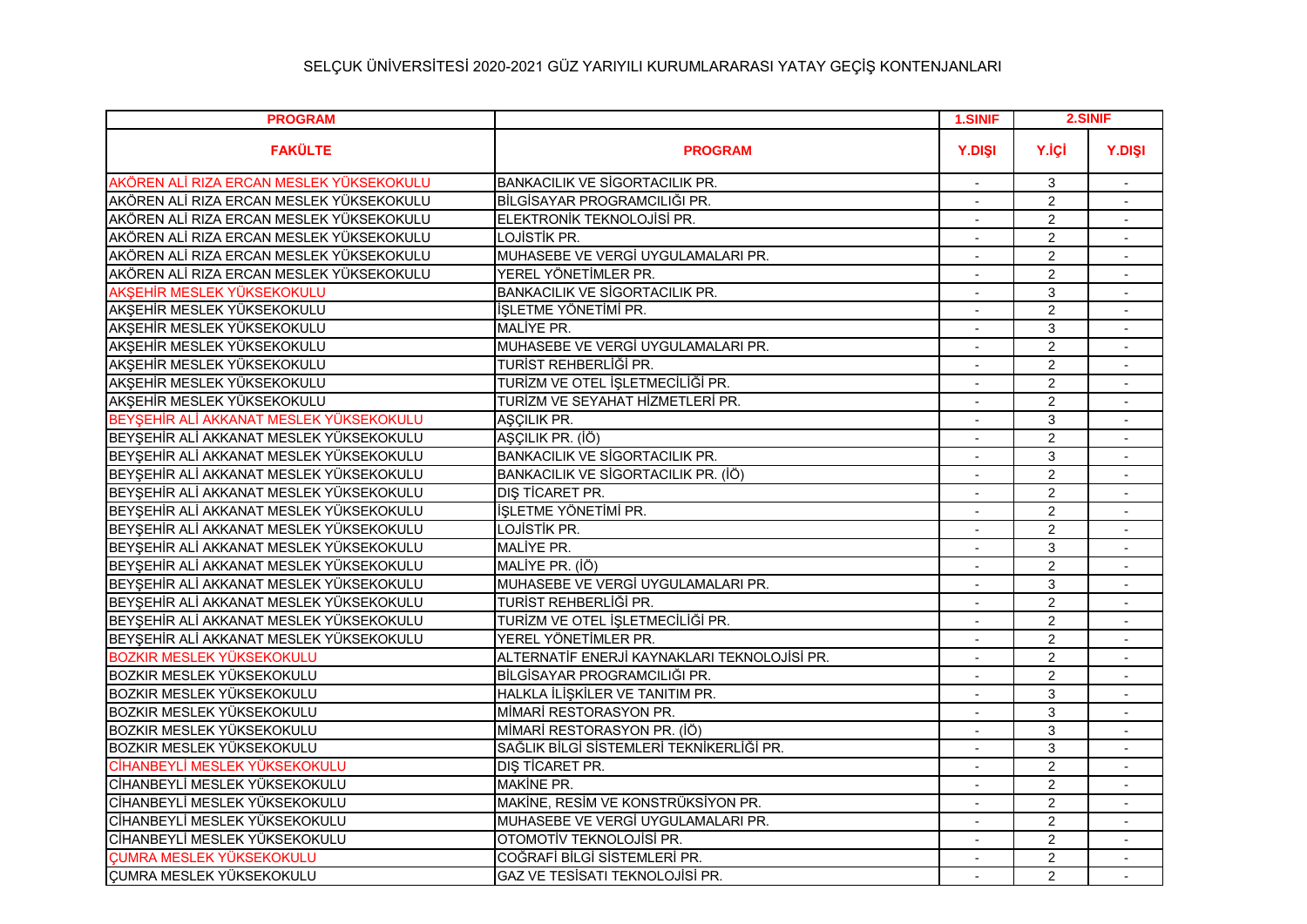SELÇUK ÜNİVERSİTESİ 2020-2021 GÜZ YARIYILI KURUMLARARASI YATAY GEÇİŞ KONTENJANLARI

| PROGRAM | | 1.SINIF | 2.SINIF | |
|---|---|---|---|---|
| FAKÜLTE | PROGRAM | Y.DIŞI | Y.İÇİ | Y.DIŞI |
| AKÖREN ALİ RIZA ERCAN MESLEK YÜKSEKOKULU | BANKACILIK VE SİGORTACILIK PR. | - | 3 | - |
| AKÖREN ALİ RIZA ERCAN MESLEK YÜKSEKOKULU | BİLGİSAYAR PROGRAMCILIĞI PR. | - | 2 | - |
| AKÖREN ALİ RIZA ERCAN MESLEK YÜKSEKOKULU | ELEKTRONİK TEKNOLOJİSİ PR. | - | 2 | - |
| AKÖREN ALİ RIZA ERCAN MESLEK YÜKSEKOKULU | LOJİSTİK PR. | - | 2 | - |
| AKÖREN ALİ RIZA ERCAN MESLEK YÜKSEKOKULU | MUHASEBE VE VERGİ UYGULAMALARI PR. | - | 2 | - |
| AKÖREN ALİ RIZA ERCAN MESLEK YÜKSEKOKULU | YEREL YÖNETİMLER PR. | - | 2 | - |
| AKŞEHİR MESLEK YÜKSEKOKULU | BANKACILIK VE SİGORTACILIK PR. | - | 3 | - |
| AKŞEHİR MESLEK YÜKSEKOKULU | İŞLETME YÖNETİMİ PR. | - | 2 | - |
| AKŞEHİR MESLEK YÜKSEKOKULU | MALİYE PR. | - | 3 | - |
| AKŞEHİR MESLEK YÜKSEKOKULU | MUHASEBE VE VERGİ UYGULAMALARI PR. | - | 2 | - |
| AKŞEHİR MESLEK YÜKSEKOKULU | TURİST REHBERLİĞİ PR. | - | 2 | - |
| AKŞEHİR MESLEK YÜKSEKOKULU | TURİZM VE OTEL İŞLETMECİLİĞİ PR. | - | 2 | - |
| AKŞEHİR MESLEK YÜKSEKOKULU | TURİZM VE SEYAHAT HİZMETLERİ PR. | - | 2 | - |
| BEYŞEHİR ALİ AKKANAT MESLEK YÜKSEKOKULU | AŞÇILIK PR. | - | 3 | - |
| BEYŞEHİR ALİ AKKANAT MESLEK YÜKSEKOKULU | AŞÇILIK PR. (İÖ) | - | 2 | - |
| BEYŞEHİR ALİ AKKANAT MESLEK YÜKSEKOKULU | BANKACILIK VE SİGORTACILIK PR. | - | 3 | - |
| BEYŞEHİR ALİ AKKANAT MESLEK YÜKSEKOKULU | BANKACILIK VE SİGORTACILIK PR. (İÖ) | - | 2 | - |
| BEYŞEHİR ALİ AKKANAT MESLEK YÜKSEKOKULU | DIŞ TİCARET PR. | - | 2 | - |
| BEYŞEHİR ALİ AKKANAT MESLEK YÜKSEKOKULU | İŞLETME YÖNETİMİ PR. | - | 2 | - |
| BEYŞEHİR ALİ AKKANAT MESLEK YÜKSEKOKULU | LOJİSTİK PR. | - | 2 | - |
| BEYŞEHİR ALİ AKKANAT MESLEK YÜKSEKOKULU | MALİYE PR. | - | 3 | - |
| BEYŞEHİR ALİ AKKANAT MESLEK YÜKSEKOKULU | MALİYE PR. (İÖ) | - | 2 | - |
| BEYŞEHİR ALİ AKKANAT MESLEK YÜKSEKOKULU | MUHASEBE VE VERGİ UYGULAMALARI PR. | - | 3 | - |
| BEYŞEHİR ALİ AKKANAT MESLEK YÜKSEKOKULU | TURİST REHBERLİĞİ PR. | - | 2 | - |
| BEYŞEHİR ALİ AKKANAT MESLEK YÜKSEKOKULU | TURİZM VE OTEL İŞLETMECİLİĞİ PR. | - | 2 | - |
| BEYŞEHİR ALİ AKKANAT MESLEK YÜKSEKOKULU | YEREL YÖNETİMLER PR. | - | 2 | - |
| BOZKIR MESLEK YÜKSEKOKULU | ALTERNATİF ENERJİ KAYNAKLARI TEKNOLOJİSİ PR. | - | 2 | - |
| BOZKIR MESLEK YÜKSEKOKULU | BİLGİSAYAR PROGRAMCILIĞI PR. | - | 2 | - |
| BOZKIR MESLEK YÜKSEKOKULU | HALKLA İLİŞKİLER VE TANITIM PR. | - | 3 | - |
| BOZKIR MESLEK YÜKSEKOKULU | MİMARİ RESTORASYON PR. | - | 3 | - |
| BOZKIR MESLEK YÜKSEKOKULU | MİMARİ RESTORASYON PR. (İÖ) | - | 3 | - |
| BOZKIR MESLEK YÜKSEKOKULU | SAĞLIK BİLGİ SİSTEMLERİ TEKNİKERLİĞİ PR. | - | 3 | - |
| CİHANBEYLİ MESLEK YÜKSEKOKULU | DIŞ TİCARET PR. | - | 2 | - |
| CİHANBEYLİ MESLEK YÜKSEKOKULU | MAKİNE PR. | - | 2 | - |
| CİHANBEYLİ MESLEK YÜKSEKOKULU | MAKİNE, RESİM VE KONSTRÜKSİYON PR. | - | 2 | - |
| CİHANBEYLİ MESLEK YÜKSEKOKULU | MUHASEBE VE VERGİ UYGULAMALARI PR. | - | 2 | - |
| CİHANBEYLİ MESLEK YÜKSEKOKULU | OTOMOTİV TEKNOLOJİSİ PR. | - | 2 | - |
| ÇUMRA MESLEK YÜKSEKOKULU | COĞRAFİ BİLGİ SİSTEMLERİ PR. | - | 2 | - |
| ÇUMRA MESLEK YÜKSEKOKULU | GAZ VE TESİSATI TEKNOLOJİSİ PR. | - | 2 | - |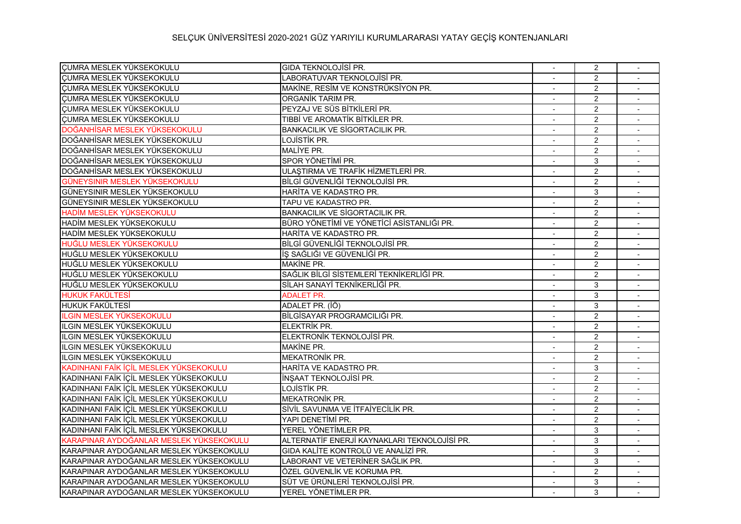# SELÇUK ÜNİVERSİTESİ 2020-2021 GÜZ YARIYILI KURUMLARARASI YATAY GEÇİŞ KONTENJANLARI

| | | | | |
|---|---|---|---|---|
| ÇUMRA MESLEK YÜKSEKOKULU | GIDA TEKNOLOJİSİ PR. | - | 2 | - |
| ÇUMRA MESLEK YÜKSEKOKULU | LABORATUVAR TEKNOLOJİSİ PR. | - | 2 | - |
| ÇUMRA MESLEK YÜKSEKOKULU | MAKİNE, RESİM VE KONSTRÜKSİYON PR. | - | 2 | - |
| ÇUMRA MESLEK YÜKSEKOKULU | ORGANİK TARIM PR. | - | 2 | - |
| ÇUMRA MESLEK YÜKSEKOKULU | PEYZAJ VE SÜS BİTKİLERİ PR. | - | 2 | - |
| ÇUMRA MESLEK YÜKSEKOKULU | TIBBİ VE AROMATİK BİTKİLER PR. | - | 2 | - |
| DOĞANHİSAR MESLEK YÜKSEKOKULU | BANKACILIK VE SİGORTACILIK PR. | - | 2 | - |
| DOĞANHİSAR MESLEK YÜKSEKOKULU | LOJİSTİK PR. | - | 2 | - |
| DOĞANHİSAR MESLEK YÜKSEKOKULU | MALİYE PR. | - | 2 | - |
| DOĞANHİSAR MESLEK YÜKSEKOKULU | SPOR YÖNETİMİ PR. | - | 3 | - |
| DOĞANHİSAR MESLEK YÜKSEKOKULU | ULAŞTIRMA VE TRAFİK HİZMETLERİ PR. | - | 2 | - |
| GÜNEYSINIR MESLEK YÜKSEKOKULU | BİLGİ GÜVENLİĞİ TEKNOLOJİSİ PR. | - | 2 | - |
| GÜNEYSINIR MESLEK YÜKSEKOKULU | HARİTA VE KADASTRO PR. | - | 3 | - |
| GÜNEYSINIR MESLEK YÜKSEKOKULU | TAPU VE KADASTRO PR. | - | 2 | - |
| HADİM MESLEK YÜKSEKOKULU | BANKACILIK VE SİGORTACILIK PR. | - | 2 | - |
| HADİM MESLEK YÜKSEKOKULU | BÜRO YÖNETİMİ VE YÖNETİCİ ASİSTANLIĞI PR. | - | 2 | - |
| HADİM MESLEK YÜKSEKOKULU | HARİTA VE KADASTRO PR. | - | 2 | - |
| HUĞLU MESLEK YÜKSEKOKULU | BİLGİ GÜVENLİĞİ TEKNOLOJİSİ PR. | - | 2 | - |
| HUĞLU MESLEK YÜKSEKOKULU | İŞ SAĞLIĞI VE GÜVENLİĞİ PR. | - | 2 | - |
| HUĞLU MESLEK YÜKSEKOKULU | MAKİNE PR. | - | 2 | - |
| HUĞLU MESLEK YÜKSEKOKULU | SAĞLIK BİLGİ SİSTEMLERİ TEKNİKERLİĞİ PR. | - | 2 | - |
| HUĞLU MESLEK YÜKSEKOKULU | SİLAH SANAYİ TEKNİKERLİĞİ PR. | - | 3 | - |
| HUKUK FAKÜLTESİ | ADALET PR. | - | 3 | - |
| HUKUK FAKÜLTESİ | ADALET PR. (İÖ) | - | 3 | - |
| ILGIN MESLEK YÜKSEKOKULU | BİLGİSAYAR PROGRAMCILIĞI PR. | - | 2 | - |
| ILGIN MESLEK YÜKSEKOKULU | ELEKTRİK PR. | - | 2 | - |
| ILGIN MESLEK YÜKSEKOKULU | ELEKTRONİK TEKNOLOJİSİ PR. | - | 2 | - |
| ILGIN MESLEK YÜKSEKOKULU | MAKİNE PR. | - | 2 | - |
| ILGIN MESLEK YÜKSEKOKULU | MEKATRONİK PR. | - | 2 | - |
| KADINHANI FAİK İÇİL MESLEK YÜKSEKOKULU | HARİTA VE KADASTRO PR. | - | 3 | - |
| KADINHANI FAİK İÇİL MESLEK YÜKSEKOKULU | İNŞAAT TEKNOLOJİSİ PR. | - | 2 | - |
| KADINHANI FAİK İÇİL MESLEK YÜKSEKOKULU | LOJİSTİK PR. | - | 2 | - |
| KADINHANI FAİK İÇİL MESLEK YÜKSEKOKULU | MEKATRONİK PR. | - | 2 | - |
| KADINHANI FAİK İÇİL MESLEK YÜKSEKOKULU | SİVİL SAVUNMA VE İTFAİYECİLİK PR. | - | 2 | - |
| KADINHANI FAİK İÇİL MESLEK YÜKSEKOKULU | YAPI DENETİMİ PR. | - | 2 | - |
| KADINHANI FAİK İÇİL MESLEK YÜKSEKOKULU | YEREL YÖNETİMLER PR. | - | 3 | - |
| KARAPINAR AYDOĞANLAR MESLEK YÜKSEKOKULU | ALTERNATİF ENERJİ KAYNAKLARI TEKNOLOJİSİ PR. | - | 3 | - |
| KARAPINAR AYDOĞANLAR MESLEK YÜKSEKOKULU | GIDA KALİTE KONTROLÜ VE ANALİZİ PR. | - | 3 | - |
| KARAPINAR AYDOĞANLAR MESLEK YÜKSEKOKULU | LABORANT VE VETERİNER SAĞLIK PR. | - | 3 | - |
| KARAPINAR AYDOĞANLAR MESLEK YÜKSEKOKULU | ÖZEL GÜVENLİK VE KORUMA PR. | - | 2 | - |
| KARAPINAR AYDOĞANLAR MESLEK YÜKSEKOKULU | SÜT VE ÜRÜNLERİ TEKNOLOJİSİ PR. | - | 3 | - |
| KARAPINAR AYDOĞANLAR MESLEK YÜKSEKOKULU | YEREL YÖNETİMLER PR. | - | 3 | - |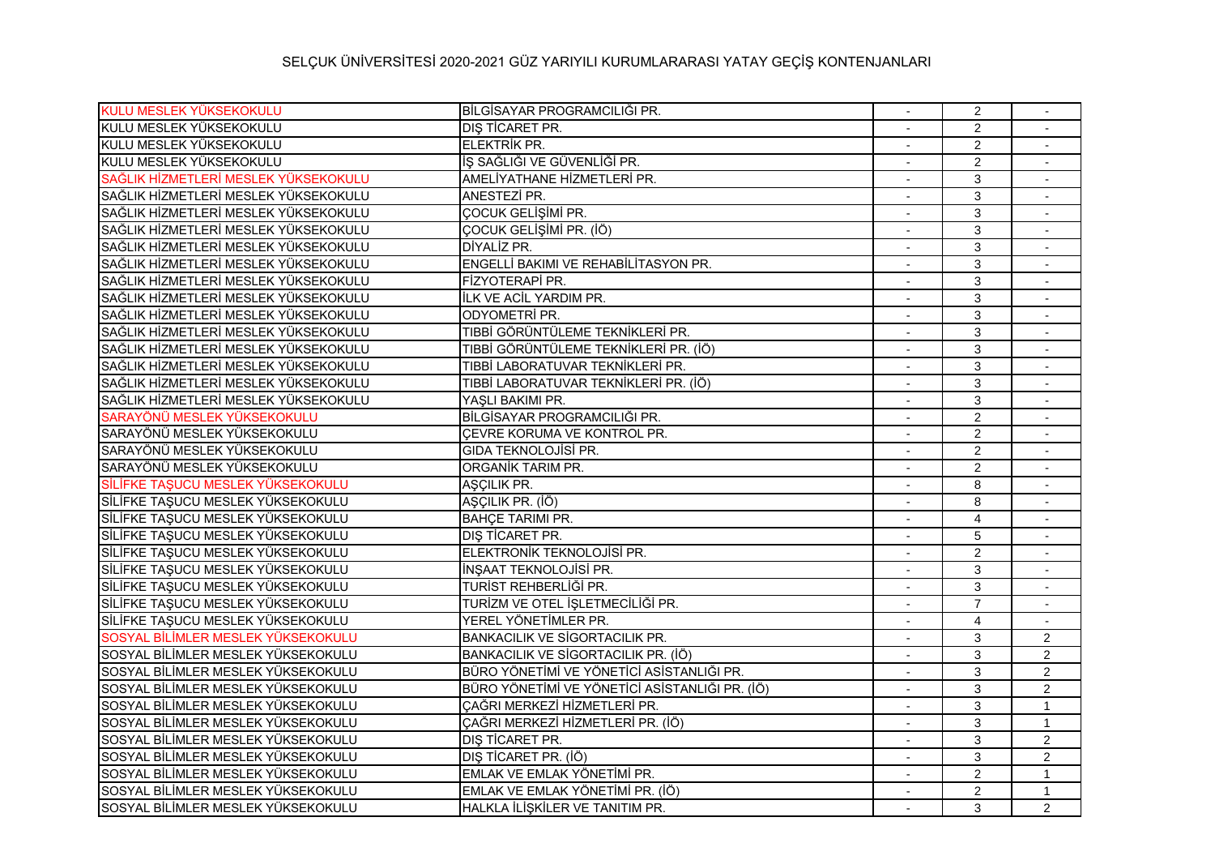SELÇUK ÜNİVERSİTESİ 2020-2021 GÜZ YARIYILI KURUMLARARASI YATAY GEÇİŞ KONTENJANLARI

| | | | | |
|---|---|---|---|---|
| KULU MESLEK YÜKSEKOKULU | BİLGİSAYAR PROGRAMCILIĞI PR. | - | 2 | - |
| KULU MESLEK YÜKSEKOKULU | DIŞ TİCARET PR. | - | 2 | - |
| KULU MESLEK YÜKSEKOKULU | ELEKTRİK PR. | - | 2 | - |
| KULU MESLEK YÜKSEKOKULU | İŞ SAĞLIĞI VE GÜVENLİĞİ PR. | - | 2 | - |
| SAĞLIK HİZMETLERİ MESLEK YÜKSEKOKULU | AMELİYATHANE HİZMETLERİ PR. | - | 3 | - |
| SAĞLIK HİZMETLERİ MESLEK YÜKSEKOKULU | ANESTEZİ PR. | - | 3 | - |
| SAĞLIK HİZMETLERİ MESLEK YÜKSEKOKULU | ÇOCUK GELİŞİMİ PR. | - | 3 | - |
| SAĞLIK HİZMETLERİ MESLEK YÜKSEKOKULU | ÇOCUK GELİŞİMİ PR. (İÖ) | - | 3 | - |
| SAĞLIK HİZMETLERİ MESLEK YÜKSEKOKULU | DİYALİZ PR. | - | 3 | - |
| SAĞLIK HİZMETLERİ MESLEK YÜKSEKOKULU | ENGELLİ BAKIMI VE REHABİLİTASYON PR. | - | 3 | - |
| SAĞLIK HİZMETLERİ MESLEK YÜKSEKOKULU | FİZYOTERAPİ PR. | - | 3 | - |
| SAĞLIK HİZMETLERİ MESLEK YÜKSEKOKULU | İLK VE ACİL YARDIM PR. | - | 3 | - |
| SAĞLIK HİZMETLERİ MESLEK YÜKSEKOKULU | ODYOMETRİ PR. | - | 3 | - |
| SAĞLIK HİZMETLERİ MESLEK YÜKSEKOKULU | TIBBİ GÖRÜNTÜLEME TEKNİKLERİ PR. | - | 3 | - |
| SAĞLIK HİZMETLERİ MESLEK YÜKSEKOKULU | TIBBİ GÖRÜNTÜLEME TEKNİKLERİ PR. (İÖ) | - | 3 | - |
| SAĞLIK HİZMETLERİ MESLEK YÜKSEKOKULU | TIBBİ LABORATUVAR TEKNİKLERİ PR. | - | 3 | - |
| SAĞLIK HİZMETLERİ MESLEK YÜKSEKOKULU | TIBBİ LABORATUVAR TEKNİKLERİ PR. (İÖ) | - | 3 | - |
| SAĞLIK HİZMETLERİ MESLEK YÜKSEKOKULU | YAŞLI BAKIMI PR. | - | 3 | - |
| SARAYÖNÜ MESLEK YÜKSEKOKULU | BİLGİSAYAR PROGRAMCILIĞI PR. | - | 2 | - |
| SARAYÖNÜ MESLEK YÜKSEKOKULU | ÇEVRE KORUMA VE KONTROL PR. | - | 2 | - |
| SARAYÖNÜ MESLEK YÜKSEKOKULU | GIDA TEKNOLOJİSİ PR. | - | 2 | - |
| SARAYÖNÜ MESLEK YÜKSEKOKULU | ORGANİK TARIM PR. | - | 2 | - |
| SİLİFKE TAŞUCU MESLEK YÜKSEKOKULU | AŞÇILIK PR. | - | 8 | - |
| SİLİFKE TAŞUCU MESLEK YÜKSEKOKULU | AŞÇILIK PR. (İÖ) | - | 8 | - |
| SİLİFKE TAŞUCU MESLEK YÜKSEKOKULU | BAHÇE TARIMI PR. | - | 4 | - |
| SİLİFKE TAŞUCU MESLEK YÜKSEKOKULU | DIŞ TİCARET PR. | - | 5 | - |
| SİLİFKE TAŞUCU MESLEK YÜKSEKOKULU | ELEKTRONİK TEKNOLOJİSİ PR. | - | 2 | - |
| SİLİFKE TAŞUCU MESLEK YÜKSEKOKULU | İNŞAAT TEKNOLOJİSİ PR. | - | 3 | - |
| SİLİFKE TAŞUCU MESLEK YÜKSEKOKULU | TURİST REHBERLİĞİ PR. | - | 3 | - |
| SİLİFKE TAŞUCU MESLEK YÜKSEKOKULU | TURİZM VE OTEL İŞLETMECİLİĞİ PR. | - | 7 | - |
| SİLİFKE TAŞUCU MESLEK YÜKSEKOKULU | YEREL YÖNETİMLER PR. | - | 4 | - |
| SOSYAL BİLİMLER MESLEK YÜKSEKOKULU | BANKACILIK VE SİGORTACILIK PR. | - | 3 | 2 |
| SOSYAL BİLİMLER MESLEK YÜKSEKOKULU | BANKACILIK VE SİGORTACILIK PR. (İÖ) | - | 3 | 2 |
| SOSYAL BİLİMLER MESLEK YÜKSEKOKULU | BÜRO YÖNETİMİ VE YÖNETİCİ ASİSTANLIĞI PR. | - | 3 | 2 |
| SOSYAL BİLİMLER MESLEK YÜKSEKOKULU | BÜRO YÖNETİMİ VE YÖNETİCİ ASİSTANLIĞI PR. (İÖ) | - | 3 | 2 |
| SOSYAL BİLİMLER MESLEK YÜKSEKOKULU | ÇAĞRI MERKEZİ HİZMETLERİ PR. | - | 3 | 1 |
| SOSYAL BİLİMLER MESLEK YÜKSEKOKULU | ÇAĞRI MERKEZİ HİZMETLERİ PR. (İÖ) | - | 3 | 1 |
| SOSYAL BİLİMLER MESLEK YÜKSEKOKULU | DIŞ TİCARET PR. | - | 3 | 2 |
| SOSYAL BİLİMLER MESLEK YÜKSEKOKULU | DIŞ TİCARET PR. (İÖ) | - | 3 | 2 |
| SOSYAL BİLİMLER MESLEK YÜKSEKOKULU | EMLAK VE EMLAK YÖNETİMİ PR. | - | 2 | 1 |
| SOSYAL BİLİMLER MESLEK YÜKSEKOKULU | EMLAK VE EMLAK YÖNETİMİ PR. (İÖ) | - | 2 | 1 |
| SOSYAL BİLİMLER MESLEK YÜKSEKOKULU | HALKLA İLİŞKİLER VE TANITIM PR. | - | 3 | 2 |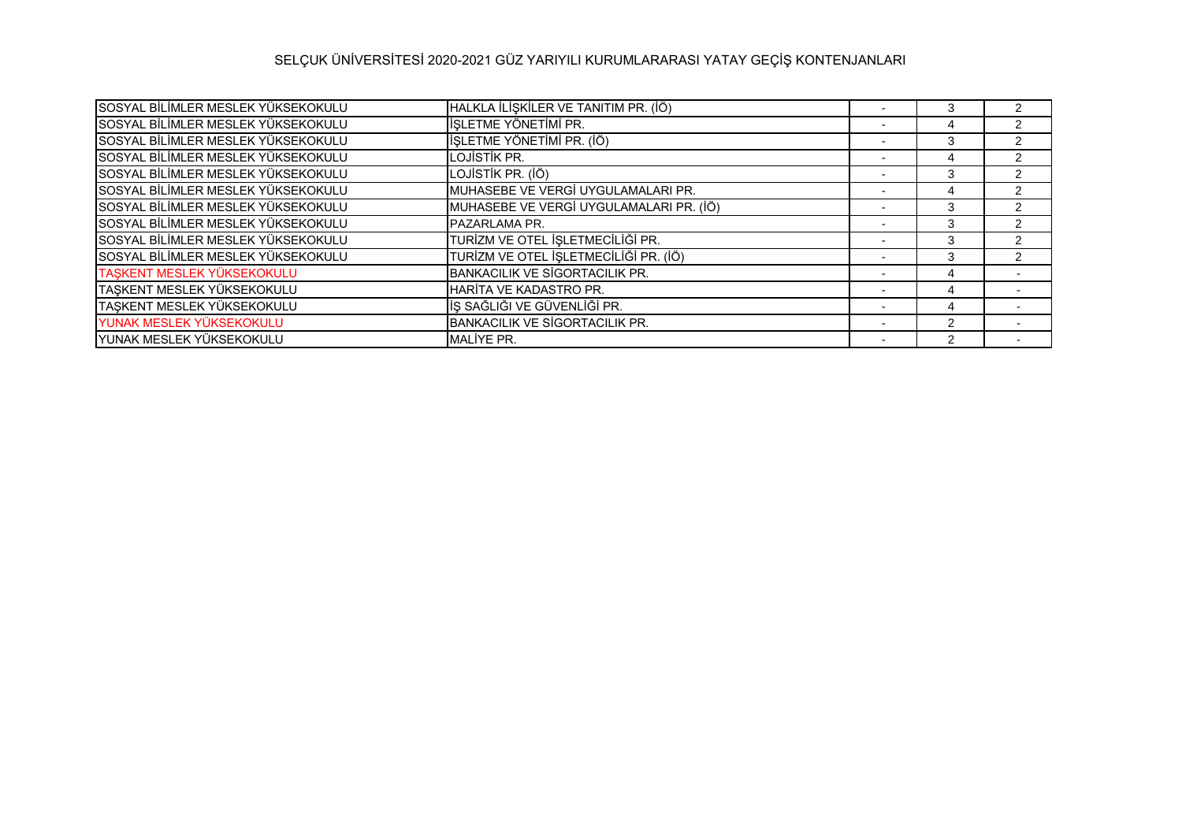SELÇUK ÜNİVERSİTESİ 2020-2021 GÜZ YARIYILI KURUMLARARASI YATAY GEÇİŞ KONTENJANLARI

| | | | | |
|---|---|---|---|---|
| SOSYAL BİLİMLER MESLEK YÜKSEKOKULU | HALKLA İLİŞKİLER VE TANITIM PR. (İÖ) | - | 3 | 2 |
| SOSYAL BİLİMLER MESLEK YÜKSEKOKULU | İŞLETME YÖNETİMİ PR. | - | 4 | 2 |
| SOSYAL BİLİMLER MESLEK YÜKSEKOKULU | İŞLETME YÖNETİMİ PR. (İÖ) | - | 3 | 2 |
| SOSYAL BİLİMLER MESLEK YÜKSEKOKULU | LOJİSTİK PR. | - | 4 | 2 |
| SOSYAL BİLİMLER MESLEK YÜKSEKOKULU | LOJİSTİK PR. (İÖ) | - | 3 | 2 |
| SOSYAL BİLİMLER MESLEK YÜKSEKOKULU | MUHASEBE VE VERGİ UYGULAMALARI PR. | - | 4 | 2 |
| SOSYAL BİLİMLER MESLEK YÜKSEKOKULU | MUHASEBE VE VERGİ UYGULAMALARI PR. (İÖ) | - | 3 | 2 |
| SOSYAL BİLİMLER MESLEK YÜKSEKOKULU | PAZARLAMA PR. | - | 3 | 2 |
| SOSYAL BİLİMLER MESLEK YÜKSEKOKULU | TURİZM VE OTEL İŞLETMECİLİĞİ PR. | - | 3 | 2 |
| SOSYAL BİLİMLER MESLEK YÜKSEKOKULU | TURİZM VE OTEL İŞLETMECİLİĞİ PR. (İÖ) | - | 3 | 2 |
| TAŞKENT MESLEK YÜKSEKOKULU | BANKACILIK VE SİGORTACILIK PR. | - | 4 | - |
| TAŞKENT MESLEK YÜKSEKOKULU | HARİTA VE KADASTRO PR. | - | 4 | - |
| TAŞKENT MESLEK YÜKSEKOKULU | İŞ SAĞLIĞI VE GÜVENLİĞİ PR. | - | 4 | - |
| YUNAK MESLEK YÜKSEKOKULU | BANKACILIK VE SİGORTACILIK PR. | - | 2 | - |
| YUNAK MESLEK YÜKSEKOKULU | MALİYE PR. | - | 2 | - |